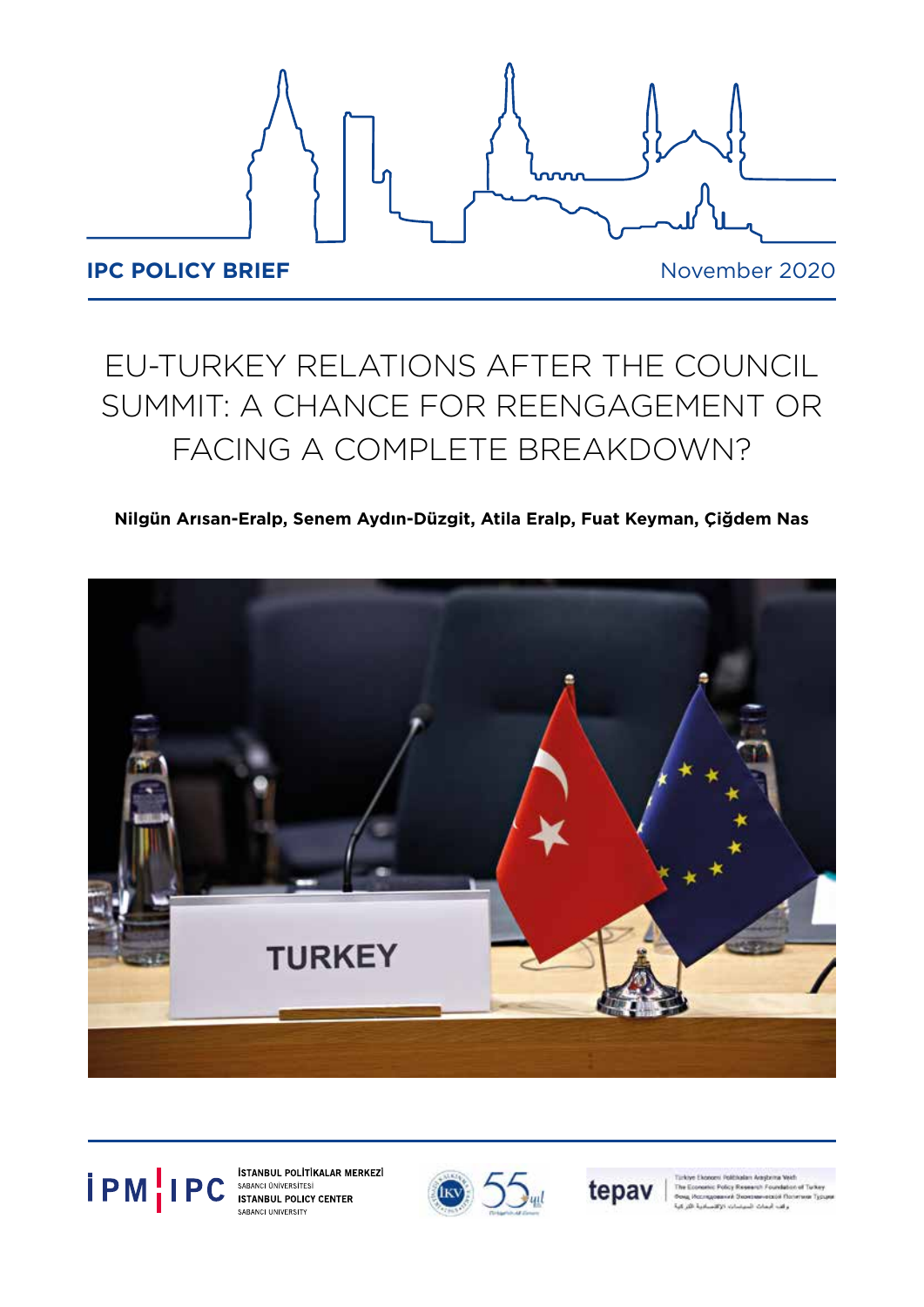**IPC POLICY BRIEF**

November 2020

# EU-TURKEY RELATIONS AFTER THE COUNCIL SUMMIT: A CHANCE FOR REENGAGEMENT OR FACING A COMPLETE BREAKDOWN?

**Nilgün Arısan-Eralp, Senem Aydın-Düzgit, Atila Eralp, Fuat Keyman, Çiğdem Nas**

İPM | IPC
İSTANBUL POLİTİKALAR MERKEZİ
SABANCI ÜNİVERSİTESİ
ISTANBUL POLICY CENTER
SABANCI UNIVERSITY

İKV 55 yıl

tepav
Türkiye Ekonomi Politikaları Araştırma Vakfı
The Economic Policy Research Foundation of Turkey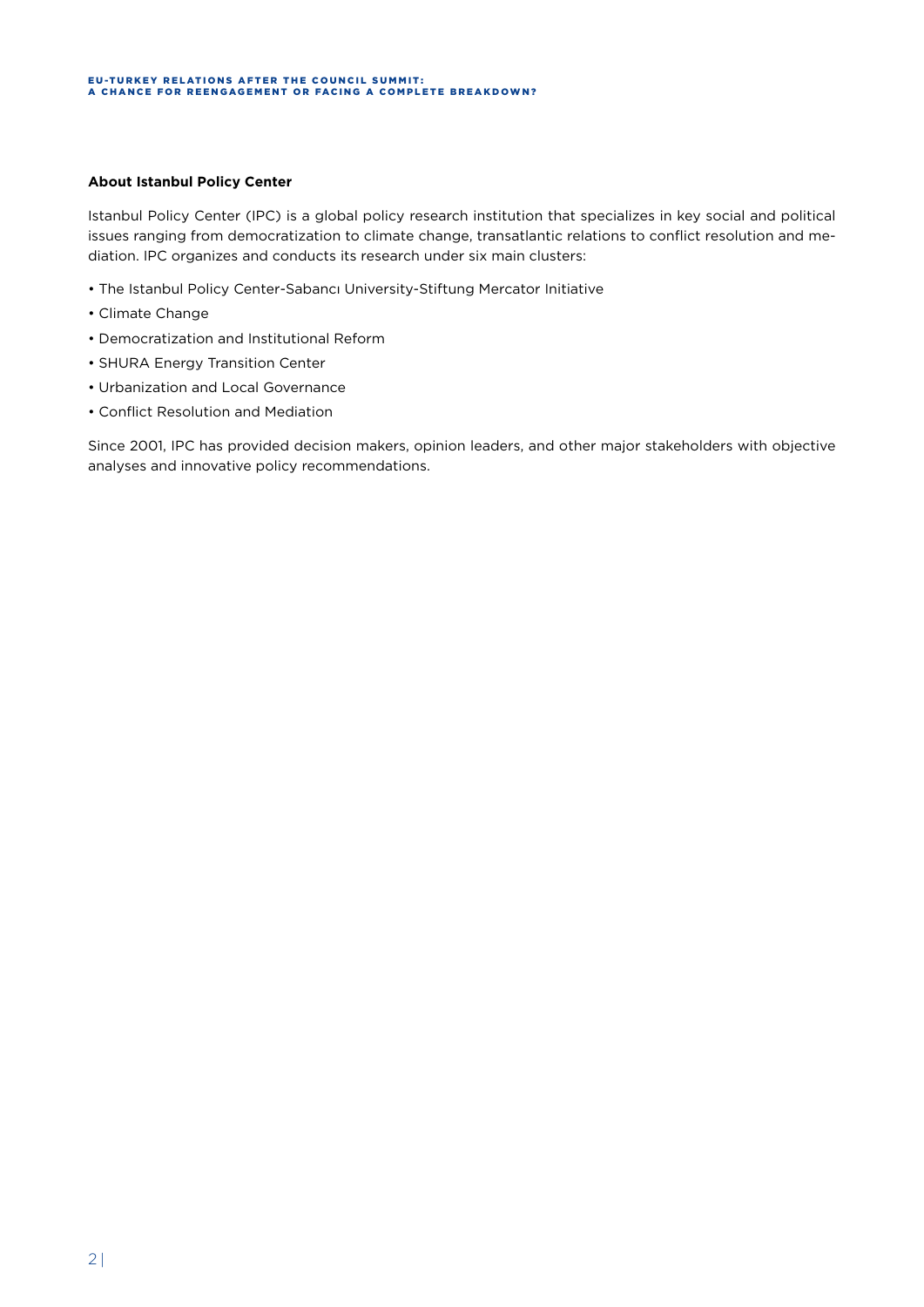**About Istanbul Policy Center**

Istanbul Policy Center (IPC) is a global policy research institution that specializes in key social and political issues ranging from democratization to climate change, transatlantic relations to conflict resolution and mediation. IPC organizes and conducts its research under six main clusters:

- The Istanbul Policy Center-Sabancı University-Stiftung Mercator Initiative
- Climate Change
- Democratization and Institutional Reform
- SHURA Energy Transition Center
- Urbanization and Local Governance
- Conflict Resolution and Mediation

Since 2001, IPC has provided decision makers, opinion leaders, and other major stakeholders with objective analyses and innovative policy recommendations.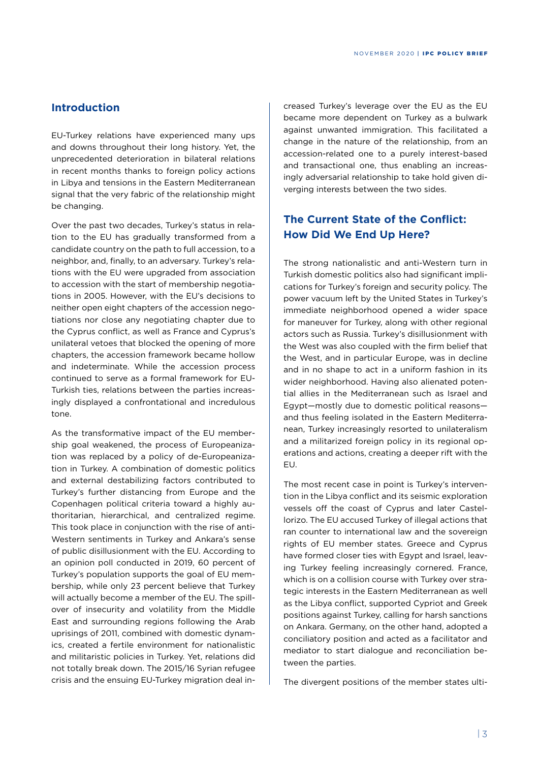## Introduction

EU-Turkey relations have experienced many ups and downs throughout their long history. Yet, the unprecedented deterioration in bilateral relations in recent months thanks to foreign policy actions in Libya and tensions in the Eastern Mediterranean signal that the very fabric of the relationship might be changing.

Over the past two decades, Turkey's status in relation to the EU has gradually transformed from a candidate country on the path to full accession, to a neighbor, and, finally, to an adversary. Turkey's relations with the EU were upgraded from association to accession with the start of membership negotiations in 2005. However, with the EU's decisions to neither open eight chapters of the accession negotiations nor close any negotiating chapter due to the Cyprus conflict, as well as France and Cyprus's unilateral vetoes that blocked the opening of more chapters, the accession framework became hollow and indeterminate. While the accession process continued to serve as a formal framework for EU-Turkish ties, relations between the parties increasingly displayed a confrontational and incredulous tone.

As the transformative impact of the EU membership goal weakened, the process of Europeanization was replaced by a policy of de-Europeanization in Turkey. A combination of domestic politics and external destabilizing factors contributed to Turkey's further distancing from Europe and the Copenhagen political criteria toward a highly authoritarian, hierarchical, and centralized regime. This took place in conjunction with the rise of anti-Western sentiments in Turkey and Ankara's sense of public disillusionment with the EU. According to an opinion poll conducted in 2019, 60 percent of Turkey's population supports the goal of EU membership, while only 23 percent believe that Turkey will actually become a member of the EU. The spillover of insecurity and volatility from the Middle East and surrounding regions following the Arab uprisings of 2011, combined with domestic dynamics, created a fertile environment for nationalistic and militaristic policies in Turkey. Yet, relations did not totally break down. The 2015/16 Syrian refugee crisis and the ensuing EU-Turkey migration deal increased Turkey's leverage over the EU as the EU became more dependent on Turkey as a bulwark against unwanted immigration. This facilitated a change in the nature of the relationship, from an accession-related one to a purely interest-based and transactional one, thus enabling an increasingly adversarial relationship to take hold given diverging interests between the two sides.

## The Current State of the Conflict: How Did We End Up Here?

The strong nationalistic and anti-Western turn in Turkish domestic politics also had significant implications for Turkey's foreign and security policy. The power vacuum left by the United States in Turkey's immediate neighborhood opened a wider space for maneuver for Turkey, along with other regional actors such as Russia. Turkey's disillusionment with the West was also coupled with the firm belief that the West, and in particular Europe, was in decline and in no shape to act in a uniform fashion in its wider neighborhood. Having also alienated potential allies in the Mediterranean such as Israel and Egypt—mostly due to domestic political reasons—and thus feeling isolated in the Eastern Mediterranean, Turkey increasingly resorted to unilateralism and a militarized foreign policy in its regional operations and actions, creating a deeper rift with the EU.

The most recent case in point is Turkey's intervention in the Libya conflict and its seismic exploration vessels off the coast of Cyprus and later Castellorizo. The EU accused Turkey of illegal actions that ran counter to international law and the sovereign rights of EU member states. Greece and Cyprus have formed closer ties with Egypt and Israel, leaving Turkey feeling increasingly cornered. France, which is on a collision course with Turkey over strategic interests in the Eastern Mediterranean as well as the Libya conflict, supported Cypriot and Greek positions against Turkey, calling for harsh sanctions on Ankara. Germany, on the other hand, adopted a conciliatory position and acted as a facilitator and mediator to start dialogue and reconciliation between the parties.

The divergent positions of the member states ulti-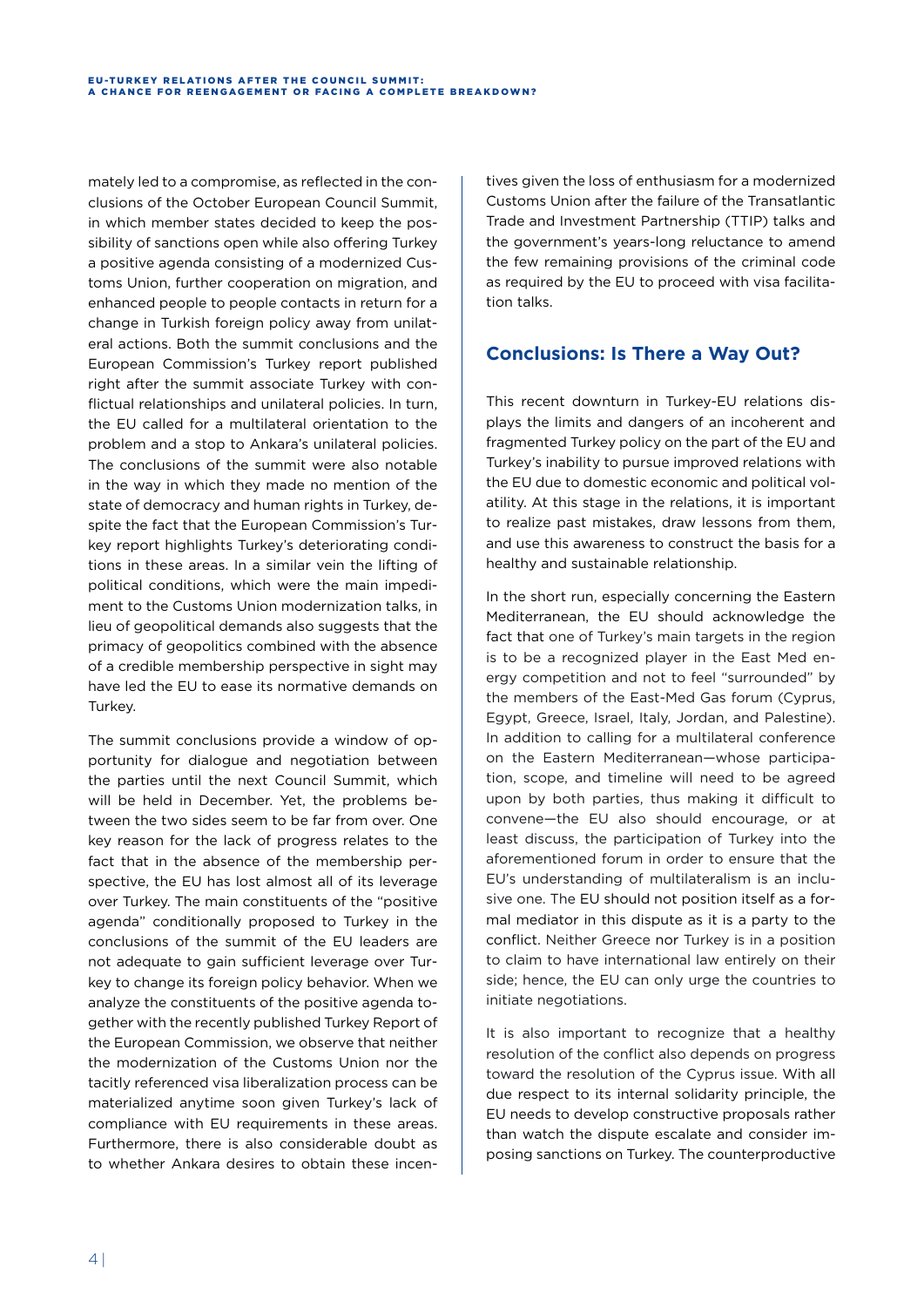mately led to a compromise, as reflected in the conclusions of the October European Council Summit, in which member states decided to keep the possibility of sanctions open while also offering Turkey a positive agenda consisting of a modernized Customs Union, further cooperation on migration, and enhanced people to people contacts in return for a change in Turkish foreign policy away from unilateral actions. Both the summit conclusions and the European Commission's Turkey report published right after the summit associate Turkey with conflictual relationships and unilateral policies. In turn, the EU called for a multilateral orientation to the problem and a stop to Ankara's unilateral policies. The conclusions of the summit were also notable in the way in which they made no mention of the state of democracy and human rights in Turkey, despite the fact that the European Commission's Turkey report highlights Turkey's deteriorating conditions in these areas. In a similar vein the lifting of political conditions, which were the main impediment to the Customs Union modernization talks, in lieu of geopolitical demands also suggests that the primacy of geopolitics combined with the absence of a credible membership perspective in sight may have led the EU to ease its normative demands on Turkey.

The summit conclusions provide a window of opportunity for dialogue and negotiation between the parties until the next Council Summit, which will be held in December. Yet, the problems between the two sides seem to be far from over. One key reason for the lack of progress relates to the fact that in the absence of the membership perspective, the EU has lost almost all of its leverage over Turkey. The main constituents of the "positive agenda" conditionally proposed to Turkey in the conclusions of the summit of the EU leaders are not adequate to gain sufficient leverage over Turkey to change its foreign policy behavior. When we analyze the constituents of the positive agenda together with the recently published Turkey Report of the European Commission, we observe that neither the modernization of the Customs Union nor the tacitly referenced visa liberalization process can be materialized anytime soon given Turkey's lack of compliance with EU requirements in these areas. Furthermore, there is also considerable doubt as to whether Ankara desires to obtain these incentives given the loss of enthusiasm for a modernized Customs Union after the failure of the Transatlantic Trade and Investment Partnership (TTIP) talks and the government's years-long reluctance to amend the few remaining provisions of the criminal code as required by the EU to proceed with visa facilitation talks.

## Conclusions: Is There a Way Out?

This recent downturn in Turkey-EU relations displays the limits and dangers of an incoherent and fragmented Turkey policy on the part of the EU and Turkey's inability to pursue improved relations with the EU due to domestic economic and political volatility. At this stage in the relations, it is important to realize past mistakes, draw lessons from them, and use this awareness to construct the basis for a healthy and sustainable relationship.

In the short run, especially concerning the Eastern Mediterranean, the EU should acknowledge the fact that one of Turkey's main targets in the region is to be a recognized player in the East Med energy competition and not to feel "surrounded" by the members of the East-Med Gas forum (Cyprus, Egypt, Greece, Israel, Italy, Jordan, and Palestine). In addition to calling for a multilateral conference on the Eastern Mediterranean—whose participation, scope, and timeline will need to be agreed upon by both parties, thus making it difficult to convene—the EU also should encourage, or at least discuss, the participation of Turkey into the aforementioned forum in order to ensure that the EU's understanding of multilateralism is an inclusive one. The EU should not position itself as a formal mediator in this dispute as it is a party to the conflict. Neither Greece nor Turkey is in a position to claim to have international law entirely on their side; hence, the EU can only urge the countries to initiate negotiations.

It is also important to recognize that a healthy resolution of the conflict also depends on progress toward the resolution of the Cyprus issue. With all due respect to its internal solidarity principle, the EU needs to develop constructive proposals rather than watch the dispute escalate and consider imposing sanctions on Turkey. The counterproductive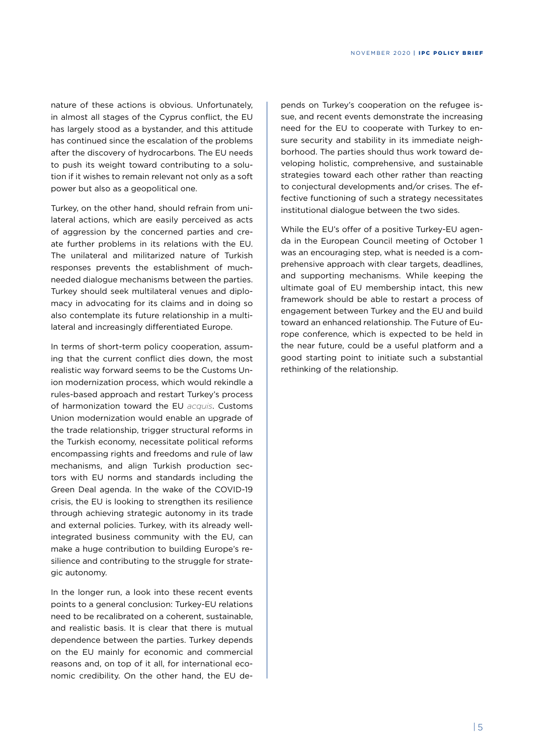nature of these actions is obvious. Unfortunately, in almost all stages of the Cyprus conflict, the EU has largely stood as a bystander, and this attitude has continued since the escalation of the problems after the discovery of hydrocarbons. The EU needs to push its weight toward contributing to a solution if it wishes to remain relevant not only as a soft power but also as a geopolitical one.

Turkey, on the other hand, should refrain from unilateral actions, which are easily perceived as acts of aggression by the concerned parties and create further problems in its relations with the EU. The unilateral and militarized nature of Turkish responses prevents the establishment of much-needed dialogue mechanisms between the parties. Turkey should seek multilateral venues and diplomacy in advocating for its claims and in doing so also contemplate its future relationship in a multilateral and increasingly differentiated Europe.

In terms of short-term policy cooperation, assuming that the current conflict dies down, the most realistic way forward seems to be the Customs Union modernization process, which would rekindle a rules-based approach and restart Turkey's process of harmonization toward the EU *acquis*. Customs Union modernization would enable an upgrade of the trade relationship, trigger structural reforms in the Turkish economy, necessitate political reforms encompassing rights and freedoms and rule of law mechanisms, and align Turkish production sectors with EU norms and standards including the Green Deal agenda. In the wake of the COVID-19 crisis, the EU is looking to strengthen its resilience through achieving strategic autonomy in its trade and external policies. Turkey, with its already well-integrated business community with the EU, can make a huge contribution to building Europe's resilience and contributing to the struggle for strategic autonomy.

In the longer run, a look into these recent events points to a general conclusion: Turkey-EU relations need to be recalibrated on a coherent, sustainable, and realistic basis. It is clear that there is mutual dependence between the parties. Turkey depends on the EU mainly for economic and commercial reasons and, on top of it all, for international economic credibility. On the other hand, the EU depends on Turkey's cooperation on the refugee issue, and recent events demonstrate the increasing need for the EU to cooperate with Turkey to ensure security and stability in its immediate neighborhood. The parties should thus work toward developing holistic, comprehensive, and sustainable strategies toward each other rather than reacting to conjectural developments and/or crises. The effective functioning of such a strategy necessitates institutional dialogue between the two sides.

While the EU's offer of a positive Turkey-EU agenda in the European Council meeting of October 1 was an encouraging step, what is needed is a comprehensive approach with clear targets, deadlines, and supporting mechanisms. While keeping the ultimate goal of EU membership intact, this new framework should be able to restart a process of engagement between Turkey and the EU and build toward an enhanced relationship. The Future of Europe conference, which is expected to be held in the near future, could be a useful platform and a good starting point to initiate such a substantial rethinking of the relationship.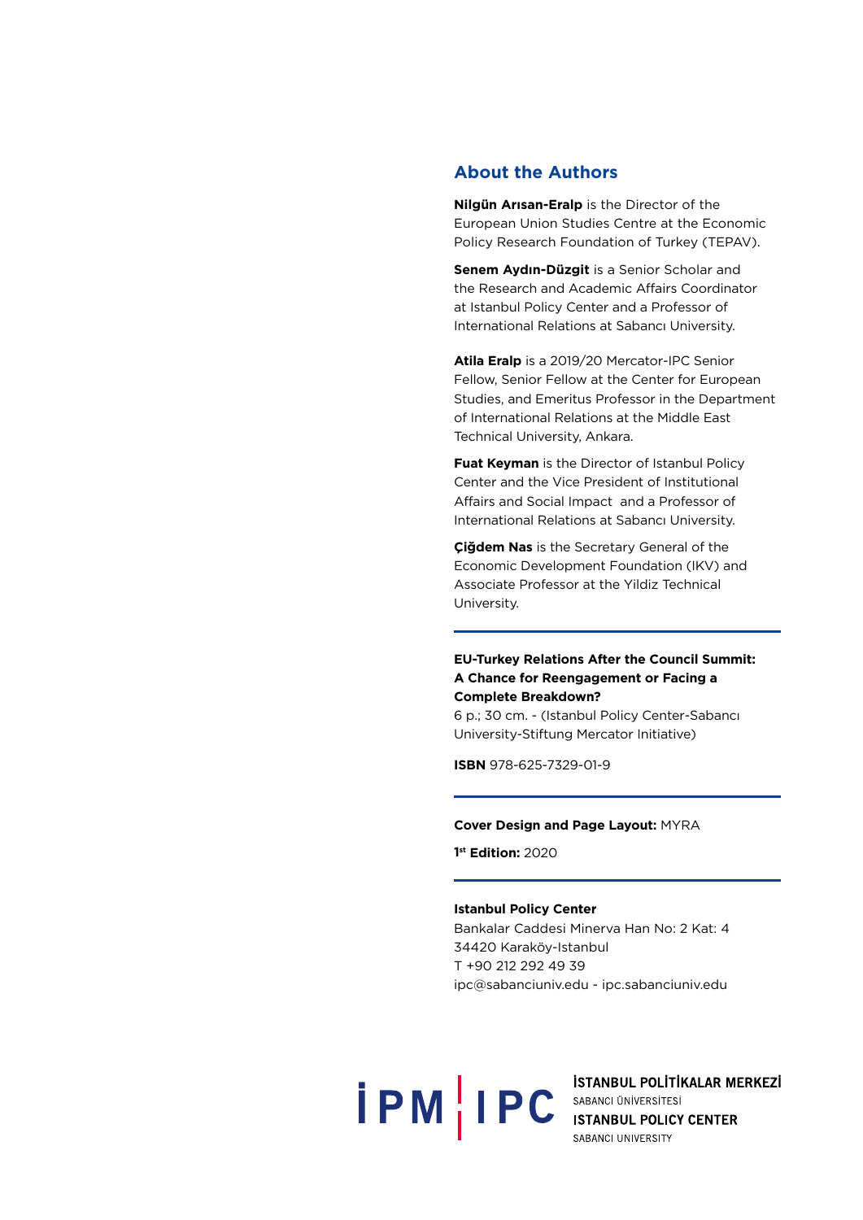## About the Authors

**Nilgün Arısan-Eralp** is the Director of the European Union Studies Centre at the Economic Policy Research Foundation of Turkey (TEPAV).

**Senem Aydın-Düzgit** is a Senior Scholar and the Research and Academic Affairs Coordinator at Istanbul Policy Center and a Professor of International Relations at Sabancı University.

**Atila Eralp** is a 2019/20 Mercator-IPC Senior Fellow, Senior Fellow at the Center for European Studies, and Emeritus Professor in the Department of International Relations at the Middle East Technical University, Ankara.

**Fuat Keyman** is the Director of Istanbul Policy Center and the Vice President of Institutional Affairs and Social Impact and a Professor of International Relations at Sabancı University.

**Çiğdem Nas** is the Secretary General of the Economic Development Foundation (IKV) and Associate Professor at the Yildiz Technical University.

---

**EU-Turkey Relations After the Council Summit: A Chance for Reengagement or Facing a Complete Breakdown?**
6 p.; 30 cm. - (Istanbul Policy Center-Sabancı University-Stiftung Mercator Initiative)

**ISBN** 978-625-7329-01-9

---

**Cover Design and Page Layout:** MYRA

**1st Edition:** 2020

---

**Istanbul Policy Center**
Bankalar Caddesi Minerva Han No: 2 Kat: 4
34420 Karaköy-Istanbul
T +90 212 292 49 39
ipc@sabanciuniv.edu - ipc.sabanciuniv.edu

İPM | IPC
İSTANBUL POLİTİKALAR MERKEZİ
SABANCI ÜNİVERSİTESİ
ISTANBUL POLICY CENTER
SABANCI UNIVERSITY